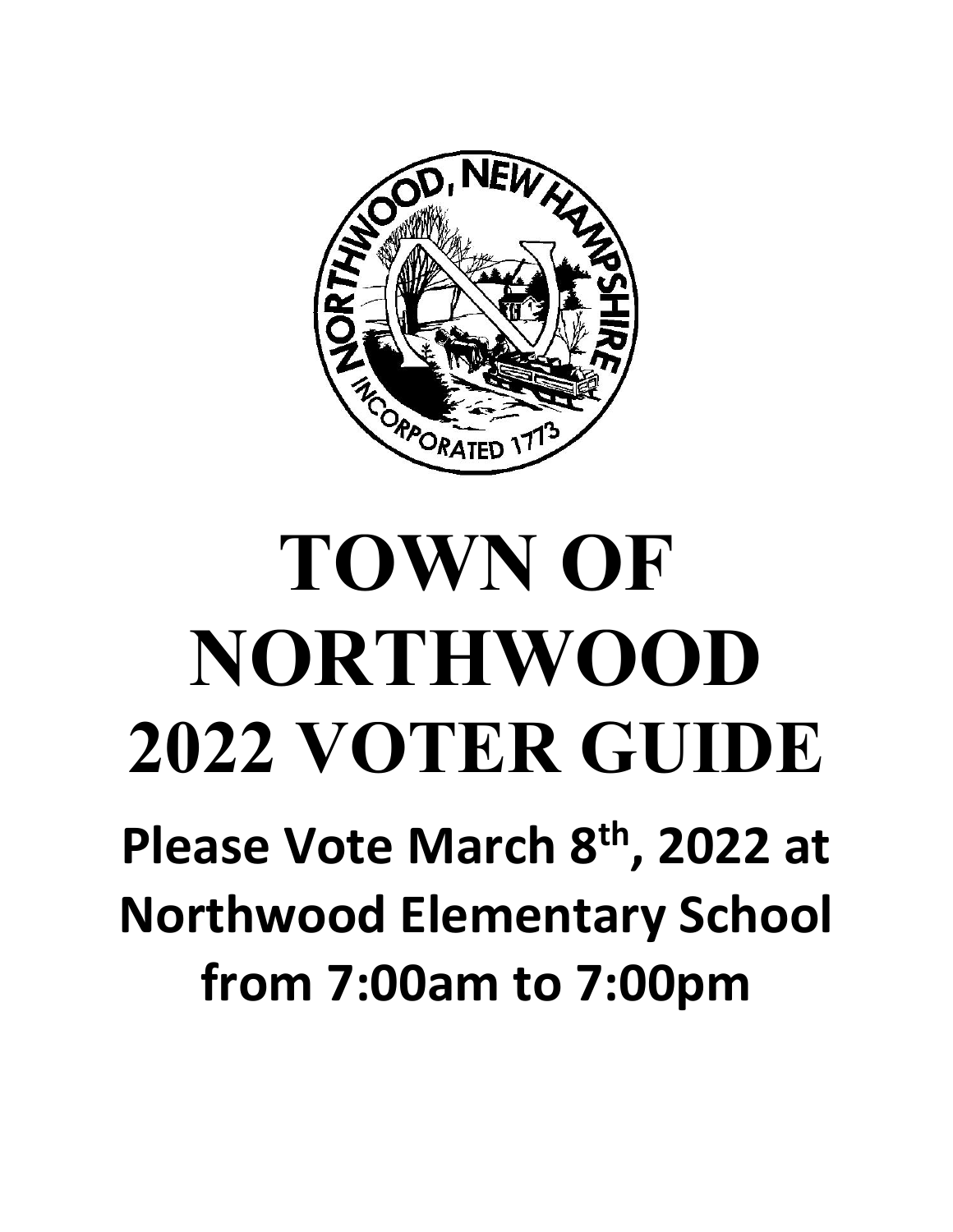# TOWN OF NORTHWOOD 2022 VOTER GUIDE

## Please Vote March 8th, 2022 at Northwood Elementary School from 7:00am to 7:00pm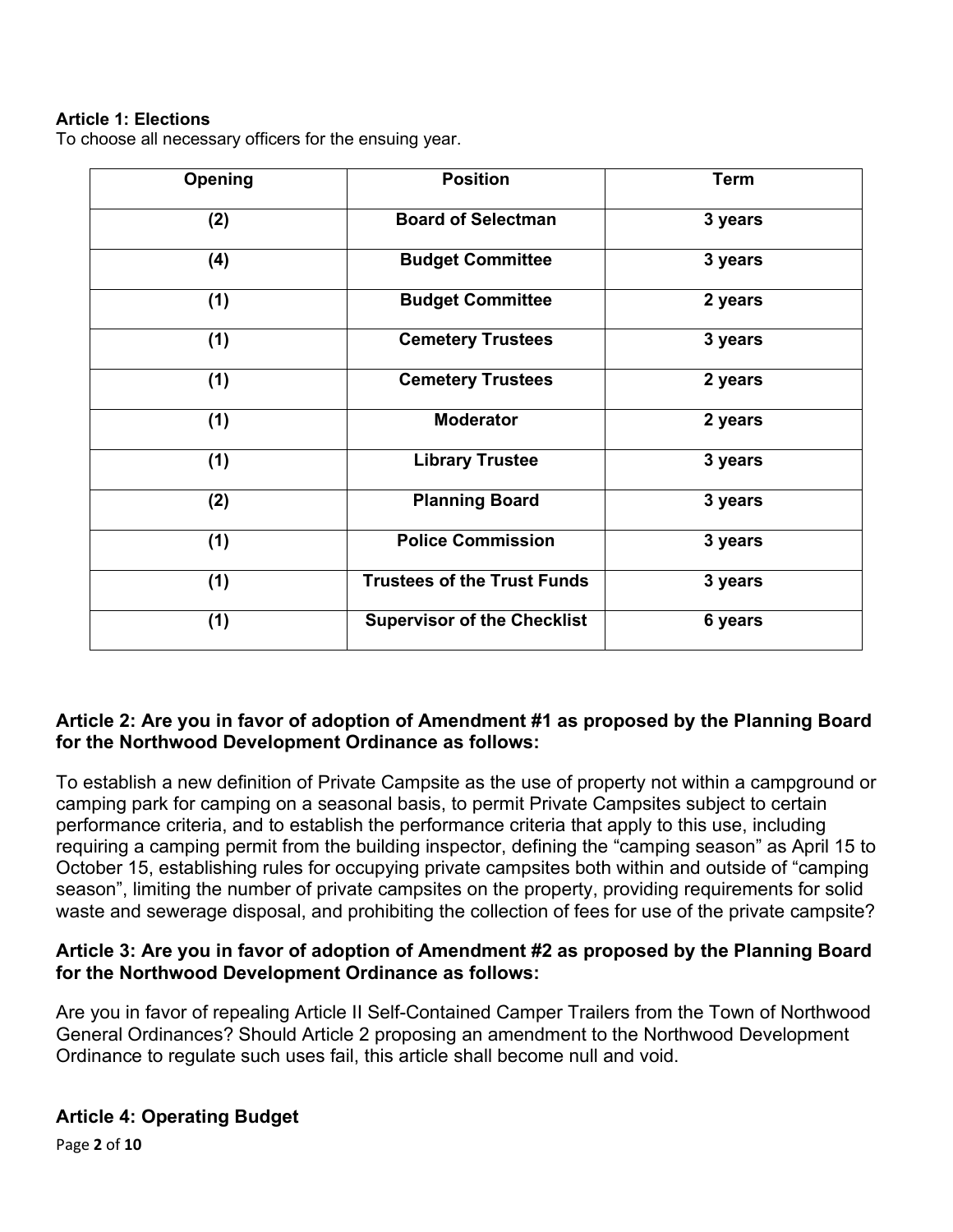**Article 1: Elections**
To choose all necessary officers for the ensuing year.

| Opening | Position | Term |
|---|---|---|
| (2) | Board of Selectman | 3 years |
| (4) | Budget Committee | 3 years |
| (1) | Budget Committee | 2 years |
| (1) | Cemetery Trustees | 3 years |
| (1) | Cemetery Trustees | 2 years |
| (1) | Moderator | 2 years |
| (1) | Library Trustee | 3 years |
| (2) | Planning Board | 3 years |
| (1) | Police Commission | 3 years |
| (1) | Trustees of the Trust Funds | 3 years |
| (1) | Supervisor of the Checklist | 6 years |

**Article 2: Are you in favor of adoption of Amendment #1 as proposed by the Planning Board for the Northwood Development Ordinance as follows:**

To establish a new definition of Private Campsite as the use of property not within a campground or camping park for camping on a seasonal basis, to permit Private Campsites subject to certain performance criteria, and to establish the performance criteria that apply to this use, including requiring a camping permit from the building inspector, defining the "camping season" as April 15 to October 15, establishing rules for occupying private campsites both within and outside of "camping season", limiting the number of private campsites on the property, providing requirements for solid waste and sewerage disposal, and prohibiting the collection of fees for use of the private campsite?

**Article 3: Are you in favor of adoption of Amendment #2 as proposed by the Planning Board for the Northwood Development Ordinance as follows:**

Are you in favor of repealing Article II Self-Contained Camper Trailers from the Town of Northwood General Ordinances? Should Article 2 proposing an amendment to the Northwood Development Ordinance to regulate such uses fail, this article shall become null and void.

**Article 4: Operating Budget**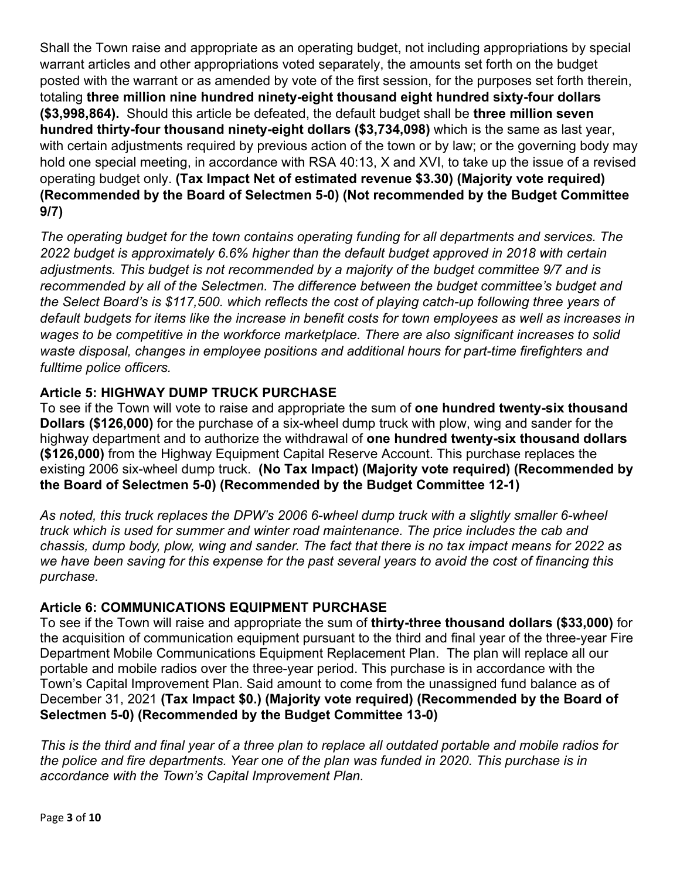Shall the Town raise and appropriate as an operating budget, not including appropriations by special warrant articles and other appropriations voted separately, the amounts set forth on the budget posted with the warrant or as amended by vote of the first session, for the purposes set forth therein, totaling **three million nine hundred ninety-eight thousand eight hundred sixty-four dollars ($3,998,864).** Should this article be defeated, the default budget shall be **three million seven hundred thirty-four thousand ninety-eight dollars ($3,734,098)** which is the same as last year, with certain adjustments required by previous action of the town or by law; or the governing body may hold one special meeting, in accordance with RSA 40:13, X and XVI, to take up the issue of a revised operating budget only. **(Tax Impact Net of estimated revenue $3.30) (Majority vote required) (Recommended by the Board of Selectmen 5-0) (Not recommended by the Budget Committee 9/7)**

*The operating budget for the town contains operating funding for all departments and services. The 2022 budget is approximately 6.6% higher than the default budget approved in 2018 with certain adjustments. This budget is not recommended by a majority of the budget committee 9/7 and is recommended by all of the Selectmen. The difference between the budget committee's budget and the Select Board's is $117,500. which reflects the cost of playing catch-up following three years of default budgets for items like the increase in benefit costs for town employees as well as increases in wages to be competitive in the workforce marketplace. There are also significant increases to solid waste disposal, changes in employee positions and additional hours for part-time firefighters and fulltime police officers.*

## Article 5: HIGHWAY DUMP TRUCK PURCHASE

To see if the Town will vote to raise and appropriate the sum of **one hundred twenty-six thousand Dollars ($126,000)** for the purchase of a six-wheel dump truck with plow, wing and sander for the highway department and to authorize the withdrawal of **one hundred twenty-six thousand dollars ($126,000)** from the Highway Equipment Capital Reserve Account. This purchase replaces the existing 2006 six-wheel dump truck. **(No Tax Impact) (Majority vote required) (Recommended by the Board of Selectmen 5-0) (Recommended by the Budget Committee 12-1)**

*As noted, this truck replaces the DPW's 2006 6-wheel dump truck with a slightly smaller 6-wheel truck which is used for summer and winter road maintenance. The price includes the cab and chassis, dump body, plow, wing and sander. The fact that there is no tax impact means for 2022 as we have been saving for this expense for the past several years to avoid the cost of financing this purchase.*

## Article 6: COMMUNICATIONS EQUIPMENT PURCHASE

To see if the Town will raise and appropriate the sum of **thirty-three thousand dollars ($33,000)** for the acquisition of communication equipment pursuant to the third and final year of the three-year Fire Department Mobile Communications Equipment Replacement Plan. The plan will replace all our portable and mobile radios over the three-year period. This purchase is in accordance with the Town's Capital Improvement Plan. Said amount to come from the unassigned fund balance as of December 31, 2021 **(Tax Impact $0.) (Majority vote required) (Recommended by the Board of Selectmen 5-0) (Recommended by the Budget Committee 13-0)**

*This is the third and final year of a three plan to replace all outdated portable and mobile radios for the police and fire departments. Year one of the plan was funded in 2020. This purchase is in accordance with the Town's Capital Improvement Plan.*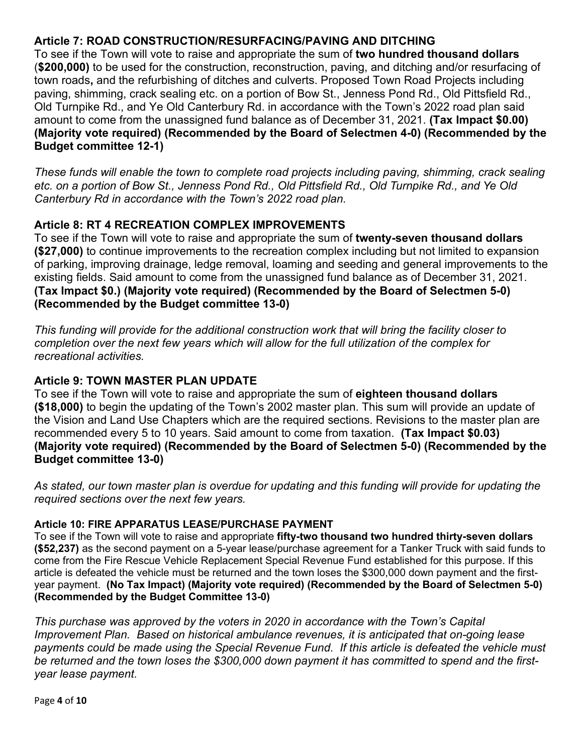### Article 7: ROAD CONSTRUCTION/RESURFACING/PAVING AND DITCHING

To see if the Town will vote to raise and appropriate the sum of **two hundred thousand dollars** (**$200,000)** to be used for the construction, reconstruction, paving, and ditching and/or resurfacing of town roads**,** and the refurbishing of ditches and culverts. Proposed Town Road Projects including paving, shimming, crack sealing etc. on a portion of Bow St., Jenness Pond Rd., Old Pittsfield Rd., Old Turnpike Rd., and Ye Old Canterbury Rd. in accordance with the Town's 2022 road plan said amount to come from the unassigned fund balance as of December 31, 2021. **(Tax Impact $0.00) (Majority vote required) (Recommended by the Board of Selectmen 4-0) (Recommended by the Budget committee 12-1)**

*These funds will enable the town to complete road projects including paving, shimming, crack sealing etc. on a portion of Bow St., Jenness Pond Rd., Old Pittsfield Rd., Old Turnpike Rd., and Ye Old Canterbury Rd in accordance with the Town's 2022 road plan.*

### Article 8: RT 4 RECREATION COMPLEX IMPROVEMENTS

To see if the Town will vote to raise and appropriate the sum of **twenty-seven thousand dollars ($27,000)** to continue improvements to the recreation complex including but not limited to expansion of parking, improving drainage, ledge removal, loaming and seeding and general improvements to the existing fields. Said amount to come from the unassigned fund balance as of December 31, 2021. **(Tax Impact $0.) (Majority vote required) (Recommended by the Board of Selectmen 5-0) (Recommended by the Budget committee 13-0)**

*This funding will provide for the additional construction work that will bring the facility closer to completion over the next few years which will allow for the full utilization of the complex for recreational activities.*

### Article 9: TOWN MASTER PLAN UPDATE

To see if the Town will vote to raise and appropriate the sum of **eighteen thousand dollars ($18,000)** to begin the updating of the Town's 2002 master plan. This sum will provide an update of the Vision and Land Use Chapters which are the required sections. Revisions to the master plan are recommended every 5 to 10 years. Said amount to come from taxation. **(Tax Impact $0.03) (Majority vote required) (Recommended by the Board of Selectmen 5-0) (Recommended by the Budget committee 13-0)**

*As stated, our town master plan is overdue for updating and this funding will provide for updating the required sections over the next few years.*

### Article 10: FIRE APPARATUS LEASE/PURCHASE PAYMENT

To see if the Town will vote to raise and appropriate **fifty-two thousand two hundred thirty-seven dollars ($52,237)** as the second payment on a 5-year lease/purchase agreement for a Tanker Truck with said funds to come from the Fire Rescue Vehicle Replacement Special Revenue Fund established for this purpose. If this article is defeated the vehicle must be returned and the town loses the $300,000 down payment and the first-year payment. **(No Tax Impact) (Majority vote required) (Recommended by the Board of Selectmen 5-0) (Recommended by the Budget Committee 13-0)**

*This purchase was approved by the voters in 2020 in accordance with the Town's Capital Improvement Plan. Based on historical ambulance revenues, it is anticipated that on-going lease payments could be made using the Special Revenue Fund. If this article is defeated the vehicle must be returned and the town loses the $300,000 down payment it has committed to spend and the first-year lease payment.*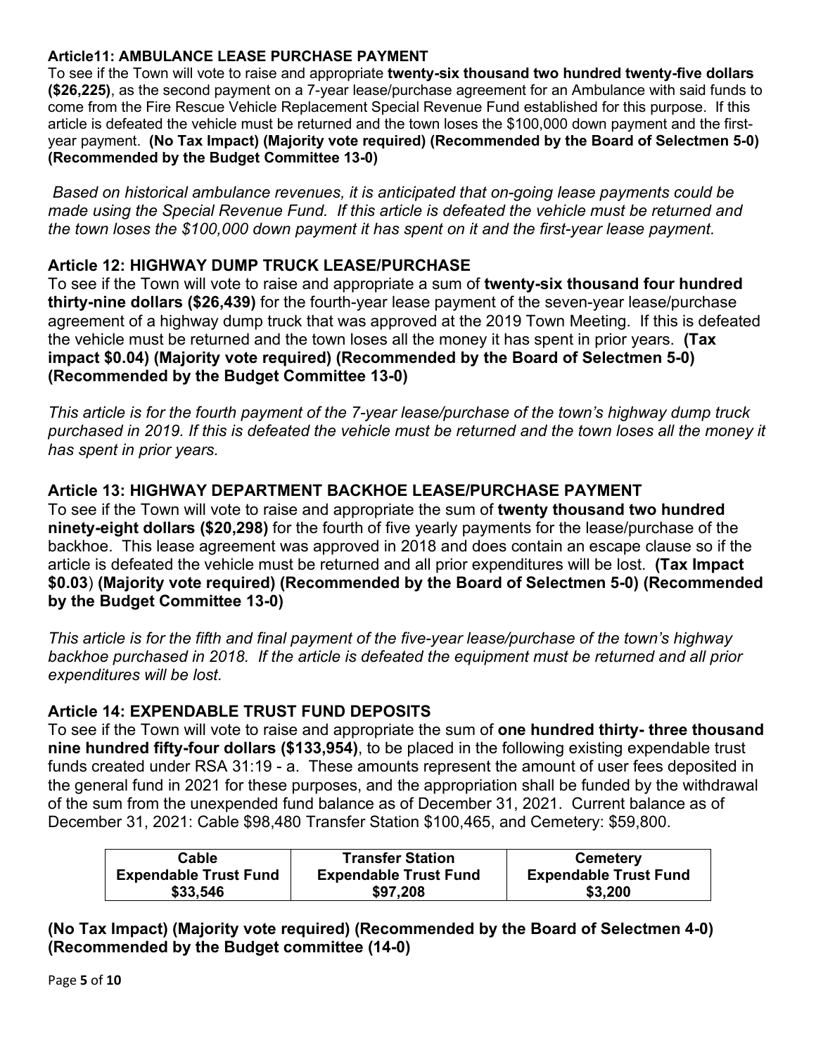**Article11: AMBULANCE LEASE PURCHASE PAYMENT**

To see if the Town will vote to raise and appropriate **twenty-six thousand two hundred twenty-five dollars ($26,225)**, as the second payment on a 7-year lease/purchase agreement for an Ambulance with said funds to come from the Fire Rescue Vehicle Replacement Special Revenue Fund established for this purpose. If this article is defeated the vehicle must be returned and the town loses the $100,000 down payment and the first-year payment. **(No Tax Impact) (Majority vote required) (Recommended by the Board of Selectmen 5-0) (Recommended by the Budget Committee 13-0)**

*Based on historical ambulance revenues, it is anticipated that on-going lease payments could be made using the Special Revenue Fund. If this article is defeated the vehicle must be returned and the town loses the $100,000 down payment it has spent on it and the first-year lease payment.*

**Article 12: HIGHWAY DUMP TRUCK LEASE/PURCHASE**

To see if the Town will vote to raise and appropriate a sum of **twenty-six thousand four hundred thirty-nine dollars ($26,439)** for the fourth-year lease payment of the seven-year lease/purchase agreement of a highway dump truck that was approved at the 2019 Town Meeting. If this is defeated the vehicle must be returned and the town loses all the money it has spent in prior years. **(Tax impact $0.04) (Majority vote required) (Recommended by the Board of Selectmen 5-0) (Recommended by the Budget Committee 13-0)**

*This article is for the fourth payment of the 7-year lease/purchase of the town's highway dump truck purchased in 2019. If this is defeated the vehicle must be returned and the town loses all the money it has spent in prior years.*

**Article 13: HIGHWAY DEPARTMENT BACKHOE LEASE/PURCHASE PAYMENT**

To see if the Town will vote to raise and appropriate the sum of **twenty thousand two hundred ninety-eight dollars ($20,298)** for the fourth of five yearly payments for the lease/purchase of the backhoe. This lease agreement was approved in 2018 and does contain an escape clause so if the article is defeated the vehicle must be returned and all prior expenditures will be lost. **(Tax Impact $0.03) (Majority vote required) (Recommended by the Board of Selectmen 5-0) (Recommended by the Budget Committee 13-0)**

*This article is for the fifth and final payment of the five-year lease/purchase of the town's highway backhoe purchased in 2018. If the article is defeated the equipment must be returned and all prior expenditures will be lost.*

**Article 14: EXPENDABLE TRUST FUND DEPOSITS**

To see if the Town will vote to raise and appropriate the sum of **one hundred thirty- three thousand nine hundred fifty-four dollars ($133,954)**, to be placed in the following existing expendable trust funds created under RSA 31:19 - a. These amounts represent the amount of user fees deposited in the general fund in 2021 for these purposes, and the appropriation shall be funded by the withdrawal of the sum from the unexpended fund balance as of December 31, 2021. Current balance as of December 31, 2021: Cable $98,480 Transfer Station $100,465, and Cemetery: $59,800.

| Cable Expendable Trust Fund | Transfer Station Expendable Trust Fund | Cemetery Expendable Trust Fund |
|---|---|---|
| $33,546 | $97,208 | $3,200 |

**(No Tax Impact) (Majority vote required) (Recommended by the Board of Selectmen 4-0) (Recommended by the Budget committee (14-0)**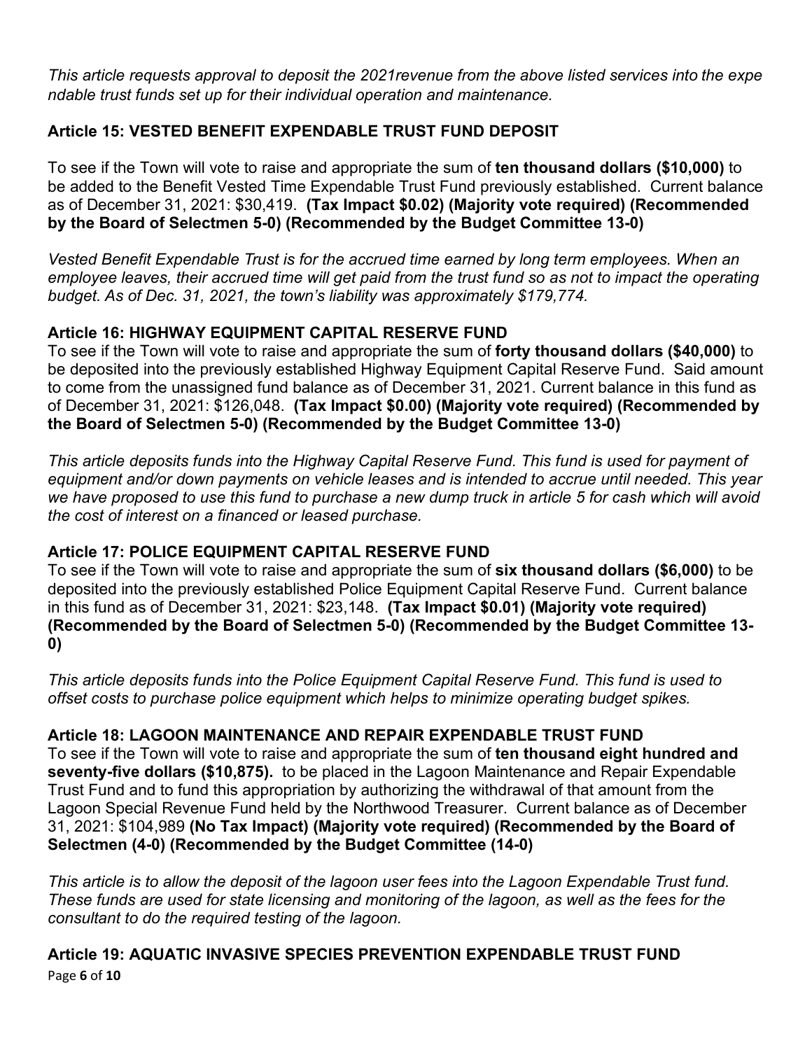*This article requests approval to deposit the 2021revenue from the above listed services into the expe ndable trust funds set up for their individual operation and maintenance.*

### Article 15: VESTED BENEFIT EXPENDABLE TRUST FUND DEPOSIT

To see if the Town will vote to raise and appropriate the sum of **ten thousand dollars ($10,000)** to be added to the Benefit Vested Time Expendable Trust Fund previously established. Current balance as of December 31, 2021: $30,419. **(Tax Impact $0.02) (Majority vote required) (Recommended by the Board of Selectmen 5-0) (Recommended by the Budget Committee 13-0)**

*Vested Benefit Expendable Trust is for the accrued time earned by long term employees. When an employee leaves, their accrued time will get paid from the trust fund so as not to impact the operating budget. As of Dec. 31, 2021, the town's liability was approximately $179,774.*

### Article 16: HIGHWAY EQUIPMENT CAPITAL RESERVE FUND

To see if the Town will vote to raise and appropriate the sum of **forty thousand dollars ($40,000)** to be deposited into the previously established Highway Equipment Capital Reserve Fund. Said amount to come from the unassigned fund balance as of December 31, 2021. Current balance in this fund as of December 31, 2021: $126,048. **(Tax Impact $0.00) (Majority vote required) (Recommended by the Board of Selectmen 5-0) (Recommended by the Budget Committee 13-0)**

*This article deposits funds into the Highway Capital Reserve Fund. This fund is used for payment of equipment and/or down payments on vehicle leases and is intended to accrue until needed. This year we have proposed to use this fund to purchase a new dump truck in article 5 for cash which will avoid the cost of interest on a financed or leased purchase.*

### Article 17: POLICE EQUIPMENT CAPITAL RESERVE FUND

To see if the Town will vote to raise and appropriate the sum of **six thousand dollars ($6,000)** to be deposited into the previously established Police Equipment Capital Reserve Fund. Current balance in this fund as of December 31, 2021: $23,148. **(Tax Impact $0.01) (Majority vote required) (Recommended by the Board of Selectmen 5-0) (Recommended by the Budget Committee 13-0)**

*This article deposits funds into the Police Equipment Capital Reserve Fund. This fund is used to offset costs to purchase police equipment which helps to minimize operating budget spikes.*

### Article 18: LAGOON MAINTENANCE AND REPAIR EXPENDABLE TRUST FUND

To see if the Town will vote to raise and appropriate the sum of **ten thousand eight hundred and seventy-five dollars ($10,875).** to be placed in the Lagoon Maintenance and Repair Expendable Trust Fund and to fund this appropriation by authorizing the withdrawal of that amount from the Lagoon Special Revenue Fund held by the Northwood Treasurer. Current balance as of December 31, 2021: $104,989 **(No Tax Impact) (Majority vote required) (Recommended by the Board of Selectmen (4-0) (Recommended by the Budget Committee (14-0)**

*This article is to allow the deposit of the lagoon user fees into the Lagoon Expendable Trust fund. These funds are used for state licensing and monitoring of the lagoon, as well as the fees for the consultant to do the required testing of the lagoon.*

### Article 19: AQUATIC INVASIVE SPECIES PREVENTION EXPENDABLE TRUST FUND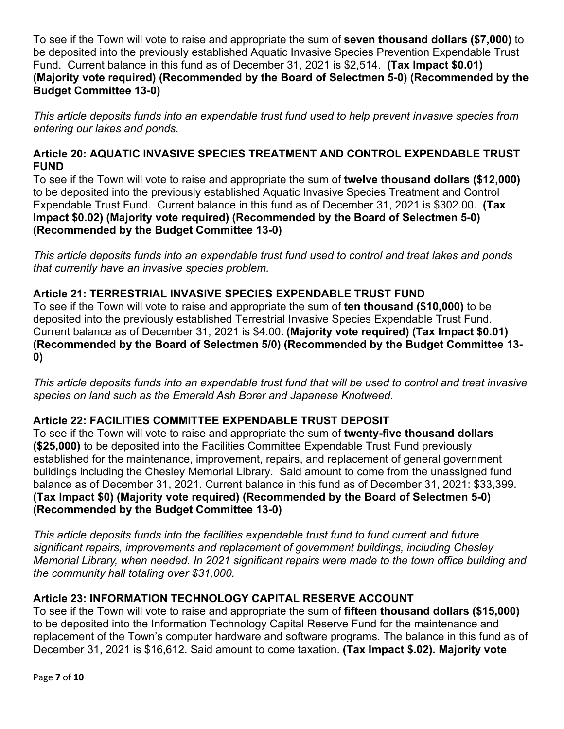To see if the Town will vote to raise and appropriate the sum of **seven thousand dollars ($7,000)** to be deposited into the previously established Aquatic Invasive Species Prevention Expendable Trust Fund. Current balance in this fund as of December 31, 2021 is $2,514. **(Tax Impact $0.01) (Majority vote required) (Recommended by the Board of Selectmen 5-0) (Recommended by the Budget Committee 13-0)**

*This article deposits funds into an expendable trust fund used to help prevent invasive species from entering our lakes and ponds.*

### Article 20: AQUATIC INVASIVE SPECIES TREATMENT AND CONTROL EXPENDABLE TRUST FUND

To see if the Town will vote to raise and appropriate the sum of **twelve thousand dollars ($12,000)** to be deposited into the previously established Aquatic Invasive Species Treatment and Control Expendable Trust Fund. Current balance in this fund as of December 31, 2021 is $302.00. **(Tax Impact $0.02) (Majority vote required) (Recommended by the Board of Selectmen 5-0) (Recommended by the Budget Committee 13-0)**

*This article deposits funds into an expendable trust fund used to control and treat lakes and ponds that currently have an invasive species problem.*

### Article 21: TERRESTRIAL INVASIVE SPECIES EXPENDABLE TRUST FUND

To see if the Town will vote to raise and appropriate the sum of **ten thousand ($10,000)** to be deposited into the previously established Terrestrial Invasive Species Expendable Trust Fund. Current balance as of December 31, 2021 is $4.00**. (Majority vote required) (Tax Impact $0.01) (Recommended by the Board of Selectmen 5/0) (Recommended by the Budget Committee 13-0)**

*This article deposits funds into an expendable trust fund that will be used to control and treat invasive species on land such as the Emerald Ash Borer and Japanese Knotweed.*

### Article 22: FACILITIES COMMITTEE EXPENDABLE TRUST DEPOSIT

To see if the Town will vote to raise and appropriate the sum of **twenty-five thousand dollars ($25,000)** to be deposited into the Facilities Committee Expendable Trust Fund previously established for the maintenance, improvement, repairs, and replacement of general government buildings including the Chesley Memorial Library. Said amount to come from the unassigned fund balance as of December 31, 2021. Current balance in this fund as of December 31, 2021: $33,399. **(Tax Impact $0) (Majority vote required) (Recommended by the Board of Selectmen 5-0) (Recommended by the Budget Committee 13-0)**

*This article deposits funds into the facilities expendable trust fund to fund current and future significant repairs, improvements and replacement of government buildings, including Chesley Memorial Library, when needed. In 2021 significant repairs were made to the town office building and the community hall totaling over $31,000.*

### Article 23: INFORMATION TECHNOLOGY CAPITAL RESERVE ACCOUNT

To see if the Town will vote to raise and appropriate the sum of **fifteen thousand dollars ($15,000)** to be deposited into the Information Technology Capital Reserve Fund for the maintenance and replacement of the Town's computer hardware and software programs. The balance in this fund as of December 31, 2021 is $16,612. Said amount to come taxation. **(Tax Impact $.02). Majority vote**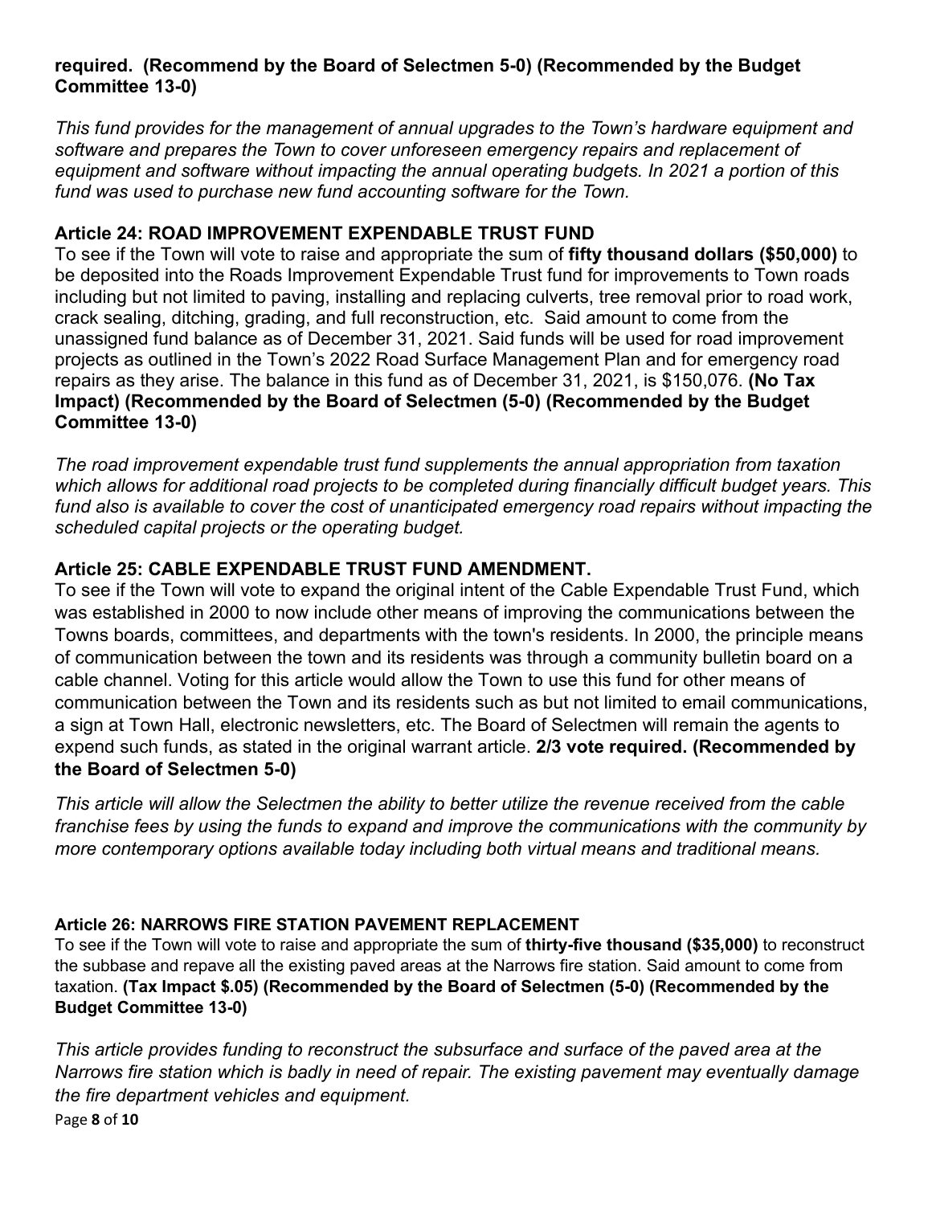**required. (Recommend by the Board of Selectmen 5-0) (Recommended by the Budget Committee 13-0)**

*This fund provides for the management of annual upgrades to the Town's hardware equipment and software and prepares the Town to cover unforeseen emergency repairs and replacement of equipment and software without impacting the annual operating budgets. In 2021 a portion of this fund was used to purchase new fund accounting software for the Town.*

### Article 24: ROAD IMPROVEMENT EXPENDABLE TRUST FUND

To see if the Town will vote to raise and appropriate the sum of **fifty thousand dollars ($50,000)** to be deposited into the Roads Improvement Expendable Trust fund for improvements to Town roads including but not limited to paving, installing and replacing culverts, tree removal prior to road work, crack sealing, ditching, grading, and full reconstruction, etc. Said amount to come from the unassigned fund balance as of December 31, 2021. Said funds will be used for road improvement projects as outlined in the Town's 2022 Road Surface Management Plan and for emergency road repairs as they arise. The balance in this fund as of December 31, 2021, is $150,076. **(No Tax Impact) (Recommended by the Board of Selectmen (5-0) (Recommended by the Budget Committee 13-0)**

*The road improvement expendable trust fund supplements the annual appropriation from taxation which allows for additional road projects to be completed during financially difficult budget years. This fund also is available to cover the cost of unanticipated emergency road repairs without impacting the scheduled capital projects or the operating budget.*

### Article 25: CABLE EXPENDABLE TRUST FUND AMENDMENT.

To see if the Town will vote to expand the original intent of the Cable Expendable Trust Fund, which was established in 2000 to now include other means of improving the communications between the Towns boards, committees, and departments with the town's residents. In 2000, the principle means of communication between the town and its residents was through a community bulletin board on a cable channel. Voting for this article would allow the Town to use this fund for other means of communication between the Town and its residents such as but not limited to email communications, a sign at Town Hall, electronic newsletters, etc. The Board of Selectmen will remain the agents to expend such funds, as stated in the original warrant article. **2/3 vote required. (Recommended by the Board of Selectmen 5-0)**

*This article will allow the Selectmen the ability to better utilize the revenue received from the cable franchise fees by using the funds to expand and improve the communications with the community by more contemporary options available today including both virtual means and traditional means.*

### Article 26: NARROWS FIRE STATION PAVEMENT REPLACEMENT

To see if the Town will vote to raise and appropriate the sum of **thirty-five thousand ($35,000)** to reconstruct the subbase and repave all the existing paved areas at the Narrows fire station. Said amount to come from taxation. **(Tax Impact $.05) (Recommended by the Board of Selectmen (5-0) (Recommended by the Budget Committee 13-0)**

*This article provides funding to reconstruct the subsurface and surface of the paved area at the Narrows fire station which is badly in need of repair. The existing pavement may eventually damage the fire department vehicles and equipment.*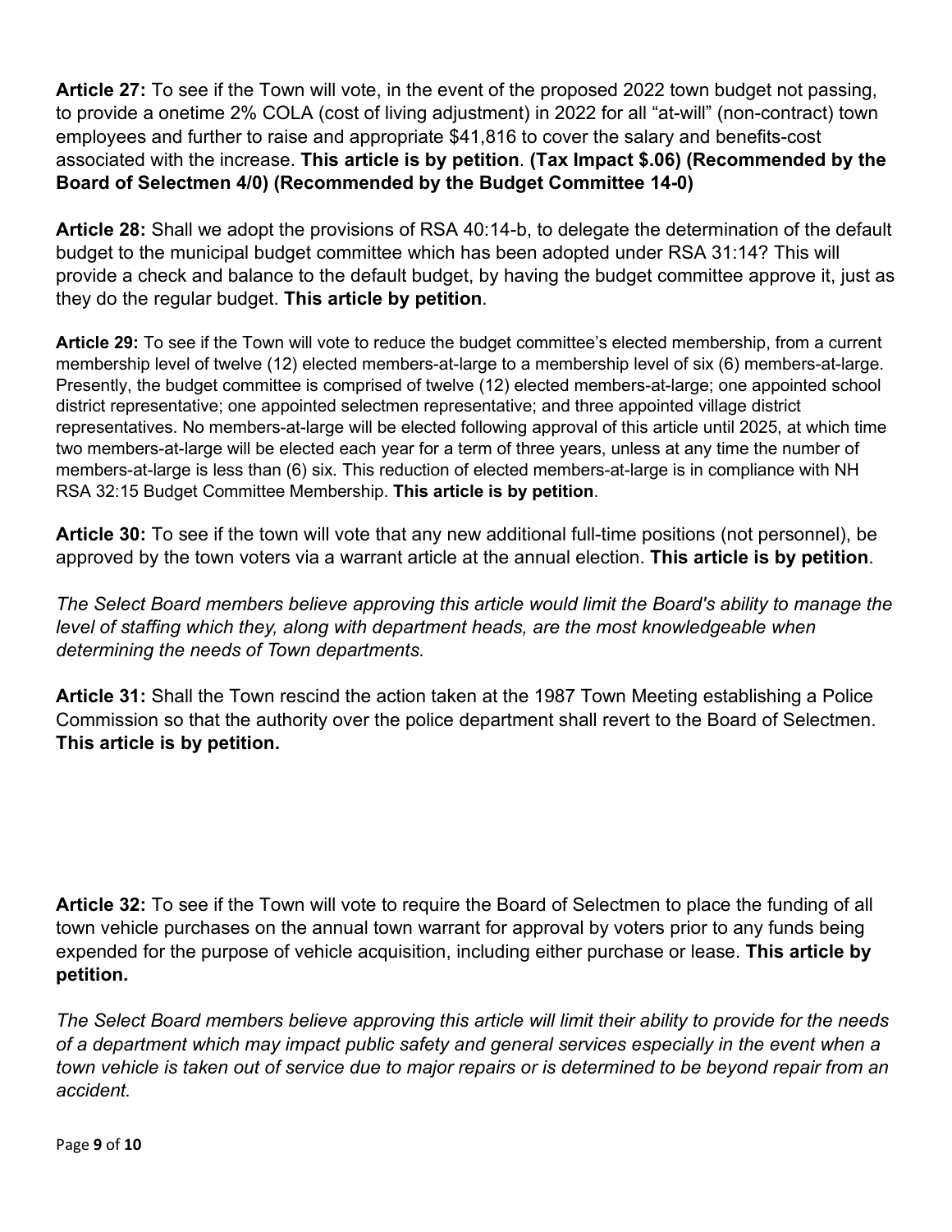**Article 27:** To see if the Town will vote, in the event of the proposed 2022 town budget not passing, to provide a onetime 2% COLA (cost of living adjustment) in 2022 for all "at-will" (non-contract) town employees and further to raise and appropriate $41,816 to cover the salary and benefits-cost associated with the increase. **This article is by petition**. **(Tax Impact $.06) (Recommended by the Board of Selectmen 4/0) (Recommended by the Budget Committee 14-0)**

**Article 28:** Shall we adopt the provisions of RSA 40:14-b, to delegate the determination of the default budget to the municipal budget committee which has been adopted under RSA 31:14? This will provide a check and balance to the default budget, by having the budget committee approve it, just as they do the regular budget. **This article by petition**.

**Article 29:** To see if the Town will vote to reduce the budget committee's elected membership, from a current membership level of twelve (12) elected members-at-large to a membership level of six (6) members-at-large. Presently, the budget committee is comprised of twelve (12) elected members-at-large; one appointed school district representative; one appointed selectmen representative; and three appointed village district representatives. No members-at-large will be elected following approval of this article until 2025, at which time two members-at-large will be elected each year for a term of three years, unless at any time the number of members-at-large is less than (6) six. This reduction of elected members-at-large is in compliance with NH RSA 32:15 Budget Committee Membership. **This article is by petition**.

**Article 30:** To see if the town will vote that any new additional full-time positions (not personnel), be approved by the town voters via a warrant article at the annual election. **This article is by petition**.

*The Select Board members believe approving this article would limit the Board's ability to manage the level of staffing which they, along with department heads, are the most knowledgeable when determining the needs of Town departments.*

**Article 31:** Shall the Town rescind the action taken at the 1987 Town Meeting establishing a Police Commission so that the authority over the police department shall revert to the Board of Selectmen. **This article is by petition.**

**Article 32:** To see if the Town will vote to require the Board of Selectmen to place the funding of all town vehicle purchases on the annual town warrant for approval by voters prior to any funds being expended for the purpose of vehicle acquisition, including either purchase or lease. **This article by petition.**

*The Select Board members believe approving this article will limit their ability to provide for the needs of a department which may impact public safety and general services especially in the event when a town vehicle is taken out of service due to major repairs or is determined to be beyond repair from an accident.*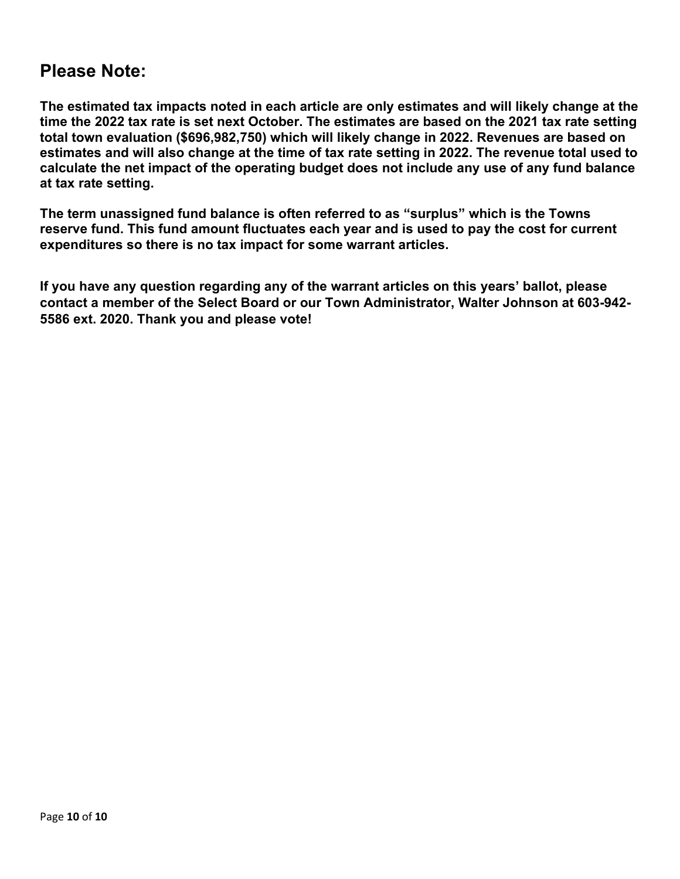## Please Note:

**The estimated tax impacts noted in each article are only estimates and will likely change at the time the 2022 tax rate is set next October. The estimates are based on the 2021 tax rate setting total town evaluation ($696,982,750) which will likely change in 2022. Revenues are based on estimates and will also change at the time of tax rate setting in 2022. The revenue total used to calculate the net impact of the operating budget does not include any use of any fund balance at tax rate setting.**

**The term unassigned fund balance is often referred to as "surplus" which is the Towns reserve fund. This fund amount fluctuates each year and is used to pay the cost for current expenditures so there is no tax impact for some warrant articles.**

**If you have any question regarding any of the warrant articles on this years' ballot, please contact a member of the Select Board or our Town Administrator, Walter Johnson at 603-942-5586 ext. 2020. Thank you and please vote!**